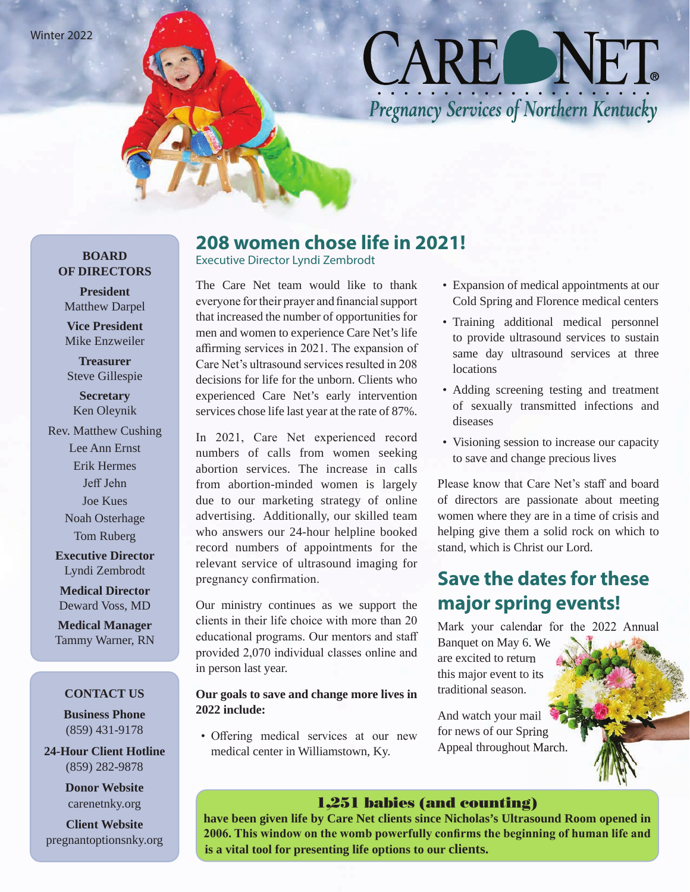Winter 2022

# CARE NET

*Pregnancy Services of Northern Kentucky*

**BOARD OF DIRECTORS**

**President**
Matthew Darpel

**Vice President**
Mike Enzweiler

**Treasurer**
Steve Gillespie

**Secretary**
Ken Oleynik

Rev. Matthew Cushing
Lee Ann Ernst
Erik Hermes
Jeff Jehn
Joe Kues
Noah Osterhage
Tom Ruberg

**Executive Director**
Lyndi Zembrodt

**Medical Director**
Deward Voss, MD

**Medical Manager**
Tammy Warner, RN

**CONTACT US**

**Business Phone**
(859) 431-9178

**24-Hour Client Hotline**
(859) 282-9878

**Donor Website**
carenetnky.org

**Client Website**
pregnantoptionsnky.org

## 208 women chose life in 2021!

Executive Director Lyndi Zembrodt

The Care Net team would like to thank everyone for their prayer and financial support that increased the number of opportunities for men and women to experience Care Net's life affirming services in 2021. The expansion of Care Net's ultrasound services resulted in 208 decisions for life for the unborn. Clients who experienced Care Net's early intervention services chose life last year at the rate of 87%.

In 2021, Care Net experienced record numbers of calls from women seeking abortion services. The increase in calls from abortion-minded women is largely due to our marketing strategy of online advertising. Additionally, our skilled team who answers our 24-hour helpline booked record numbers of appointments for the relevant service of ultrasound imaging for pregnancy confirmation.

Our ministry continues as we support the clients in their life choice with more than 20 educational programs. Our mentors and staff provided 2,070 individual classes online and in person last year.

**Our goals to save and change more lives in 2022 include:**

- Offering medical services at our new medical center in Williamstown, Ky.
- Expansion of medical appointments at our Cold Spring and Florence medical centers
- Training additional medical personnel to provide ultrasound services to sustain same day ultrasound services at three locations
- Adding screening testing and treatment of sexually transmitted infections and diseases
- Visioning session to increase our capacity to save and change precious lives

Please know that Care Net's staff and board of directors are passionate about meeting women where they are in a time of crisis and helping give them a solid rock on which to stand, which is Christ our Lord.

## Save the dates for these major spring events!

Mark your calendar for the 2022 Annual Banquet on May 6. We are excited to return this major event to its traditional season.

And watch your mail for news of our Spring Appeal throughout March.

### 1,251 babies (and counting)

**have been given life by Care Net clients since Nicholas's Ultrasound Room opened in 2006. This window on the womb powerfully confirms the beginning of human life and is a vital tool for presenting life options to our clients.**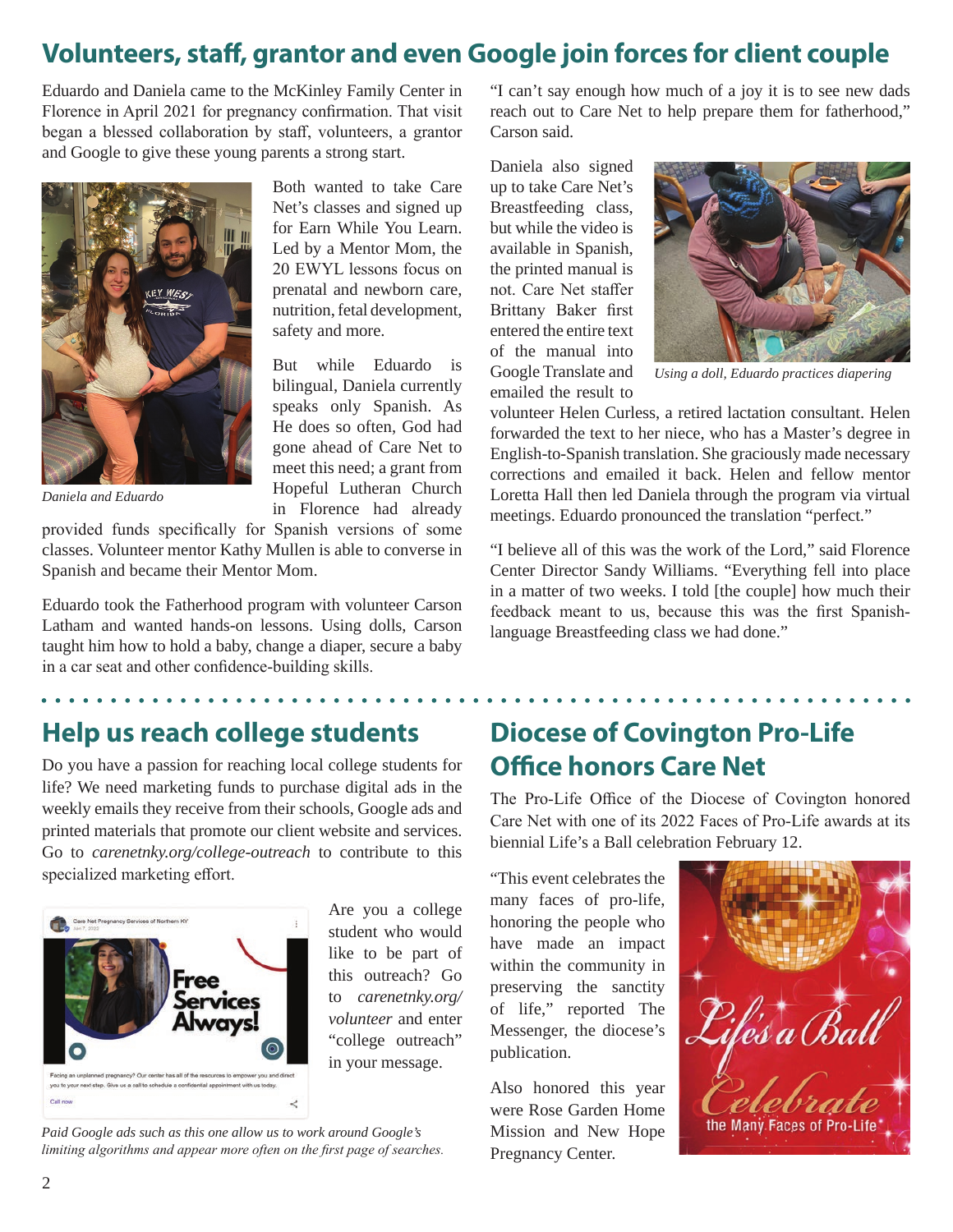## Volunteers, staff, grantor and even Google join forces for client couple

Eduardo and Daniela came to the McKinley Family Center in Florence in April 2021 for pregnancy confirmation. That visit began a blessed collaboration by staff, volunteers, a grantor and Google to give these young parents a strong start.

*Daniela and Eduardo*

Both wanted to take Care Net's classes and signed up for Earn While You Learn. Led by a Mentor Mom, the 20 EWYL lessons focus on prenatal and newborn care, nutrition, fetal development, safety and more.

But while Eduardo is bilingual, Daniela currently speaks only Spanish. As He does so often, God had gone ahead of Care Net to meet this need; a grant from Hopeful Lutheran Church in Florence had already provided funds specifically for Spanish versions of some classes. Volunteer mentor Kathy Mullen is able to converse in Spanish and became their Mentor Mom.

Eduardo took the Fatherhood program with volunteer Carson Latham and wanted hands-on lessons. Using dolls, Carson taught him how to hold a baby, change a diaper, secure a baby in a car seat and other confidence-building skills.

"I can't say enough how much of a joy it is to see new dads reach out to Care Net to help prepare them for fatherhood," Carson said.

Daniela also signed up to take Care Net's Breastfeeding class, but while the video is available in Spanish, the printed manual is not. Care Net staffer Brittany Baker first entered the entire text of the manual into Google Translate and emailed the result to volunteer Helen Curless, a retired lactation consultant. Helen forwarded the text to her niece, who has a Master's degree in English-to-Spanish translation. She graciously made necessary corrections and emailed it back. Helen and fellow mentor Loretta Hall then led Daniela through the program via virtual meetings. Eduardo pronounced the translation "perfect."

*Using a doll, Eduardo practices diapering*

"I believe all of this was the work of the Lord," said Florence Center Director Sandy Williams. "Everything fell into place in a matter of two weeks. I told [the couple] how much their feedback meant to us, because this was the first Spanish-language Breastfeeding class we had done."

## Help us reach college students

Do you have a passion for reaching local college students for life? We need marketing funds to purchase digital ads in the weekly emails they receive from their schools, Google ads and printed materials that promote our client website and services. Go to *carenetnky.org/college-outreach* to contribute to this specialized marketing effort.

Are you a college student who would like to be part of this outreach? Go to *carenetnky.org/volunteer* and enter "college outreach" in your message.

*Paid Google ads such as this one allow us to work around Google's limiting algorithms and appear more often on the first page of searches.*

## Diocese of Covington Pro-Life Office honors Care Net

The Pro-Life Office of the Diocese of Covington honored Care Net with one of its 2022 Faces of Pro-Life awards at its biennial Life's a Ball celebration February 12.

"This event celebrates the many faces of pro-life, honoring the people who have made an impact within the community in preserving the sanctity of life," reported The Messenger, the diocese's publication.

Also honored this year were Rose Garden Home Mission and New Hope Pregnancy Center.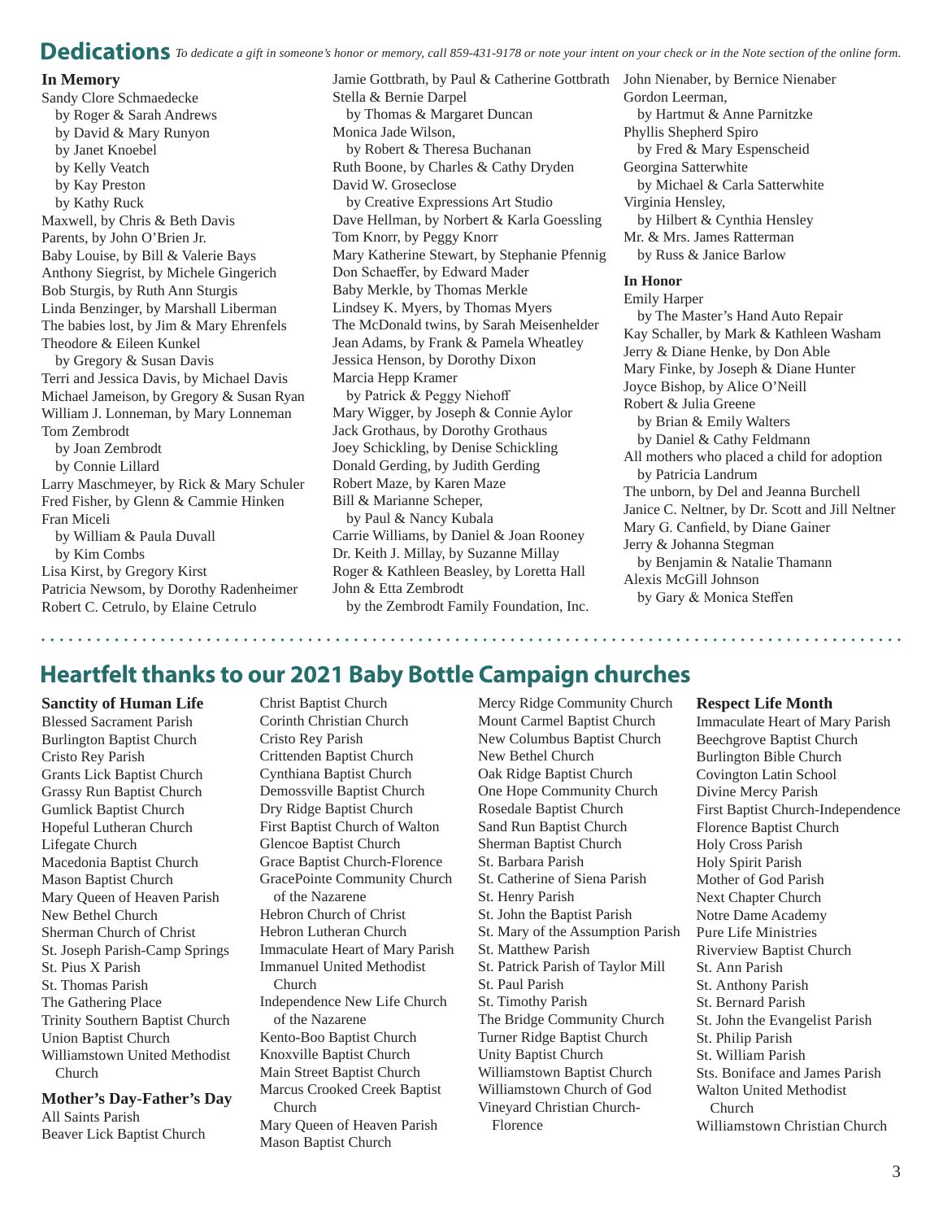## Dedications

*To dedicate a gift in someone's honor or memory, call 859-431-9178 or note your intent on your check or in the Note section of the online form.*

### In Memory

Sandy Clore Schmaedecke
by Roger & Sarah Andrews
by David & Mary Runyon
by Janet Knoebel
by Kelly Veatch
by Kay Preston
by Kathy Ruck
Maxwell, by Chris & Beth Davis
Parents, by John O'Brien Jr.
Baby Louise, by Bill & Valerie Bays
Anthony Siegrist, by Michele Gingerich
Bob Sturgis, by Ruth Ann Sturgis
Linda Benzinger, by Marshall Liberman
The babies lost, by Jim & Mary Ehrenfels
Theodore & Eileen Kunkel
by Gregory & Susan Davis
Terri and Jessica Davis, by Michael Davis
Michael Jameison, by Gregory & Susan Ryan
William J. Lonneman, by Mary Lonneman
Tom Zembrodt
by Joan Zembrodt
by Connie Lillard
Larry Maschmeyer, by Rick & Mary Schuler
Fred Fisher, by Glenn & Cammie Hinken
Fran Miceli
by William & Paula Duvall
by Kim Combs
Lisa Kirst, by Gregory Kirst
Patricia Newsom, by Dorothy Radenheimer
Robert C. Cetrulo, by Elaine Cetrulo
Jamie Gottbrath, by Paul & Catherine Gottbrath
Stella & Bernie Darpel
by Thomas & Margaret Duncan
Monica Jade Wilson,
by Robert & Theresa Buchanan
Ruth Boone, by Charles & Cathy Dryden
David W. Groseclose
by Creative Expressions Art Studio
Dave Hellman, by Norbert & Karla Goessling
Tom Knorr, by Peggy Knorr
Mary Katherine Stewart, by Stephanie Pfennig
Don Schaeffer, by Edward Mader
Baby Merkle, by Thomas Merkle
Lindsey K. Myers, by Thomas Myers
The McDonald twins, by Sarah Meisenhelder
Jean Adams, by Frank & Pamela Wheatley
Jessica Henson, by Dorothy Dixon
Marcia Hepp Kramer
by Patrick & Peggy Niehoff
Mary Wigger, by Joseph & Connie Aylor
Jack Grothaus, by Dorothy Grothaus
Joey Schickling, by Denise Schickling
Donald Gerding, by Judith Gerding
Robert Maze, by Karen Maze
Bill & Marianne Scheper,
by Paul & Nancy Kubala
Carrie Williams, by Daniel & Joan Rooney
Dr. Keith J. Millay, by Suzanne Millay
Roger & Kathleen Beasley, by Loretta Hall
John & Etta Zembrodt
by the Zembrodt Family Foundation, Inc.
John Nienaber, by Bernice Nienaber
Gordon Leerman,
by Hartmut & Anne Parnitzke
Phyllis Shepherd Spiro
by Fred & Mary Espenscheid
Georgina Satterwhite
by Michael & Carla Satterwhite
Virginia Hensley,
by Hilbert & Cynthia Hensley
Mr. & Mrs. James Ratterman
by Russ & Janice Barlow

### In Honor

Emily Harper
by The Master's Hand Auto Repair
Kay Schaller, by Mark & Kathleen Washam
Jerry & Diane Henke, by Don Able
Mary Finke, by Joseph & Diane Hunter
Joyce Bishop, by Alice O'Neill
Robert & Julia Greene
by Brian & Emily Walters
by Daniel & Cathy Feldmann
All mothers who placed a child for adoption
by Patricia Landrum
The unborn, by Del and Jeanna Burchell
Janice C. Neltner, by Dr. Scott and Jill Neltner
Mary G. Canfield, by Diane Gainer
Jerry & Johanna Stegman
by Benjamin & Natalie Thamann
Alexis McGill Johnson
by Gary & Monica Steffen

## Heartfelt thanks to our 2021 Baby Bottle Campaign churches

### Sanctity of Human Life

Blessed Sacrament Parish
Burlington Baptist Church
Cristo Rey Parish
Grants Lick Baptist Church
Grassy Run Baptist Church
Gumlick Baptist Church
Hopeful Lutheran Church
Lifegate Church
Macedonia Baptist Church
Mason Baptist Church
Mary Queen of Heaven Parish
New Bethel Church
Sherman Church of Christ
St. Joseph Parish-Camp Springs
St. Pius X Parish
St. Thomas Parish
The Gathering Place
Trinity Southern Baptist Church
Union Baptist Church
Williamstown United Methodist Church

### Mother's Day-Father's Day

All Saints Parish
Beaver Lick Baptist Church
Christ Baptist Church
Corinth Christian Church
Cristo Rey Parish
Crittenden Baptist Church
Cynthiana Baptist Church
Demossville Baptist Church
Dry Ridge Baptist Church
First Baptist Church of Walton
Glencoe Baptist Church
Grace Baptist Church-Florence
GracePointe Community Church of the Nazarene
Hebron Church of Christ
Hebron Lutheran Church
Immaculate Heart of Mary Parish
Immanuel United Methodist Church
Independence New Life Church of the Nazarene
Kento-Boo Baptist Church
Knoxville Baptist Church
Main Street Baptist Church
Marcus Crooked Creek Baptist Church
Mary Queen of Heaven Parish
Mason Baptist Church
Mercy Ridge Community Church
Mount Carmel Baptist Church
New Columbus Baptist Church
New Bethel Church
Oak Ridge Baptist Church
One Hope Community Church
Rosedale Baptist Church
Sand Run Baptist Church
Sherman Baptist Church
St. Barbara Parish
St. Catherine of Siena Parish
St. Henry Parish
St. John the Baptist Parish
St. Mary of the Assumption Parish
St. Matthew Parish
St. Patrick Parish of Taylor Mill
St. Paul Parish
St. Timothy Parish
The Bridge Community Church
Turner Ridge Baptist Church
Unity Baptist Church
Williamstown Baptist Church
Williamstown Church of God
Vineyard Christian Church-Florence

### Respect Life Month

Immaculate Heart of Mary Parish
Beechgrove Baptist Church
Burlington Bible Church
Covington Latin School
Divine Mercy Parish
First Baptist Church-Independence
Florence Baptist Church
Holy Cross Parish
Holy Spirit Parish
Mother of God Parish
Next Chapter Church
Notre Dame Academy
Pure Life Ministries
Riverview Baptist Church
St. Ann Parish
St. Anthony Parish
St. Bernard Parish
St. John the Evangelist Parish
St. Philip Parish
St. William Parish
Sts. Boniface and James Parish
Walton United Methodist Church
Williamstown Christian Church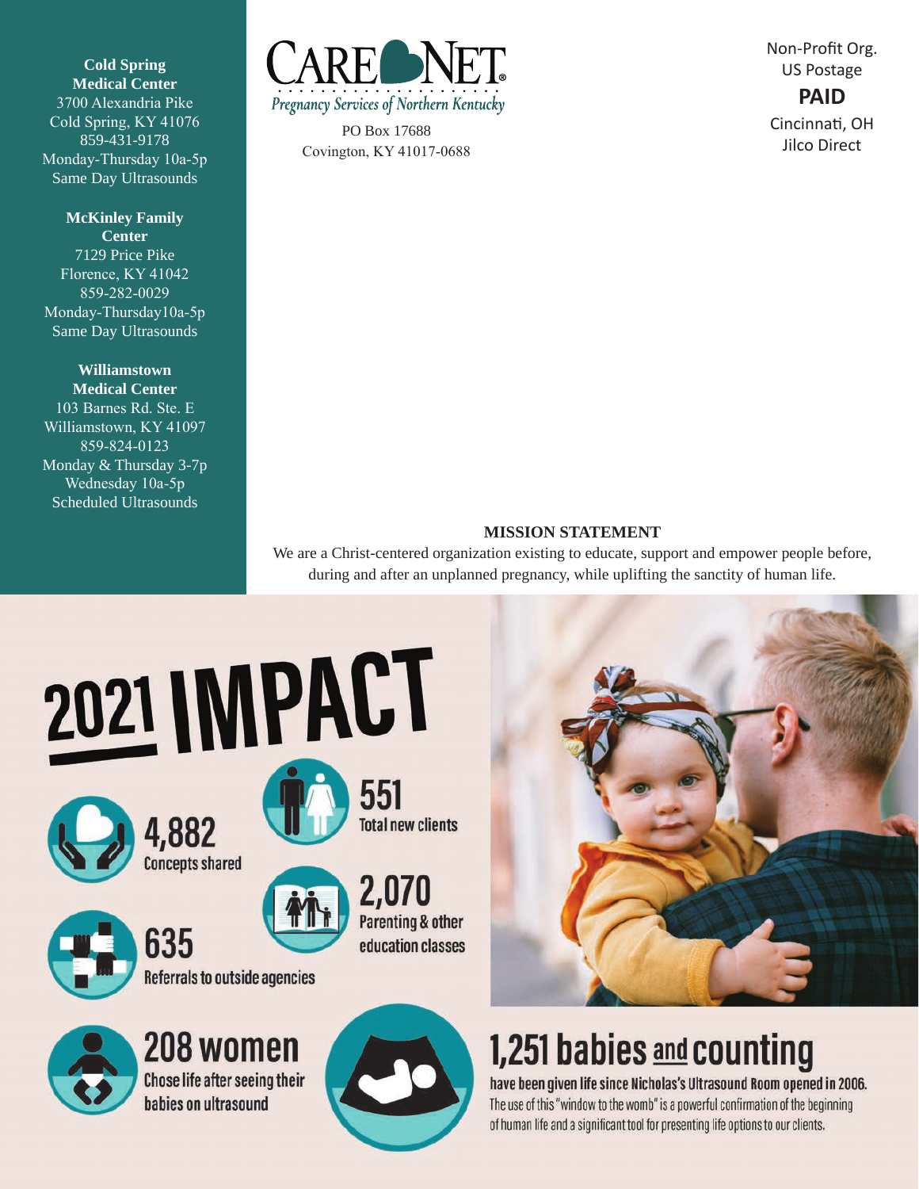**Cold Spring Medical Center**
3700 Alexandria Pike
Cold Spring, KY 41076
859-431-9178
Monday-Thursday 10a-5p
Same Day Ultrasounds

**McKinley Family Center**
7129 Price Pike
Florence, KY 41042
859-282-0029
Monday-Thursday10a-5p
Same Day Ultrasounds

**Williamstown Medical Center**
103 Barnes Rd. Ste. E
Williamstown, KY 41097
859-824-0123
Monday & Thursday 3-7p
Wednesday 10a-5p
Scheduled Ultrasounds

CARE NET®
*Pregnancy Services of Northern Kentucky*

PO Box 17688
Covington, KY 41017-0688

Non-Profit Org.
US Postage
**PAID**
Cincinnati, OH
Jilco Direct

**MISSION STATEMENT**

We are a Christ-centered organization existing to educate, support and empower people before, during and after an unplanned pregnancy, while uplifting the sanctity of human life.

# 2021 IMPACT

**4,882**
Concepts shared

**551**
Total new clients

**2,070**
Parenting & other education classes

**635**
Referrals to outside agencies

**208 women**
Chose life after seeing their babies on ultrasound

## 1,251 babies and counting

**have been given life since Nicholas's Ultrasound Room opened in 2006.**
The use of this "window to the womb" is a powerful confirmation of the beginning of human life and a significant tool for presenting life options to our clients.